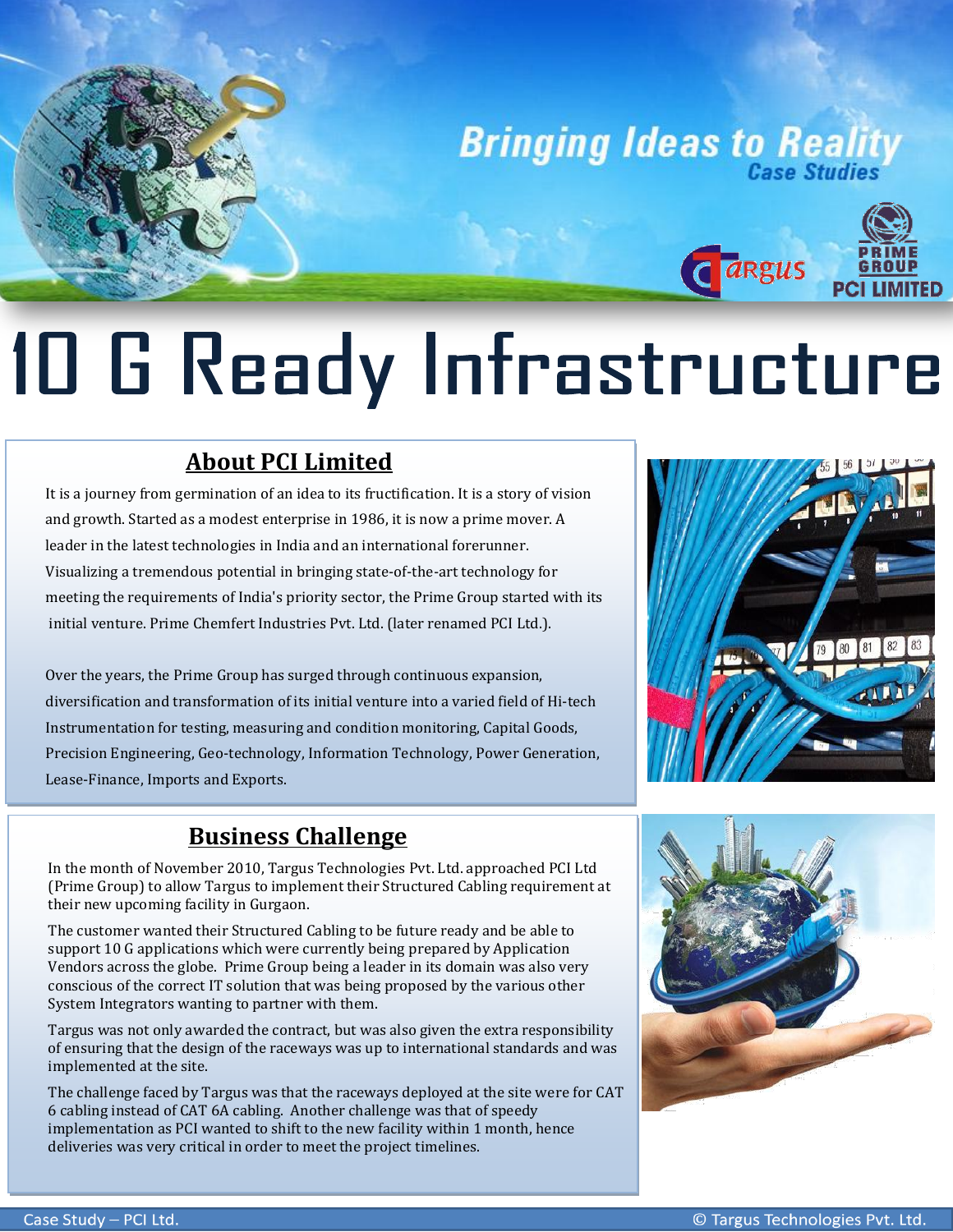Bringing Ideas to Reality

*Case Studies*

# 10 G Ready Infrastructure

## About PCI Limited

It is a journey from germination of an idea to its fructification. It is a story of vision and growth. Started as a modest enterprise in 1986, it is now a prime mover. A leader in the latest technologies in India and an international forerunner. Visualizing a tremendous potential in bringing state-of-the-art technology for meeting the requirements of India's priority sector, the Prime Group started with its initial venture. Prime Chemfert Industries Pvt. Ltd. (later renamed PCI Ltd.).

Over the years, the Prime Group has surged through continuous expansion, diversification and transformation of its initial venture into a varied field of Hi-tech Instrumentation for testing, measuring and condition monitoring, Capital Goods, Precision Engineering, Geo-technology, Information Technology, Power Generation, Lease-Finance, Imports and Exports.

## Business Challenge

In the month of November 2010, Targus Technologies Pvt. Ltd. approached PCI Ltd (Prime Group) to allow Targus to implement their Structured Cabling requirement at their new upcoming facility in Gurgaon.

The customer wanted their Structured Cabling to be future ready and be able to support 10 G applications which were currently being prepared by Application Vendors across the globe. Prime Group being a leader in its domain was also very conscious of the correct IT solution that was being proposed by the various other System Integrators wanting to partner with them.

Targus was not only awarded the contract, but was also given the extra responsibility of ensuring that the design of the raceways was up to international standards and was implemented at the site.

The challenge faced by Targus was that the raceways deployed at the site were for CAT 6 cabling instead of CAT 6A cabling. Another challenge was that of speedy implementation as PCI wanted to shift to the new facility within 1 month, hence deliveries was very critical in order to meet the project timelines.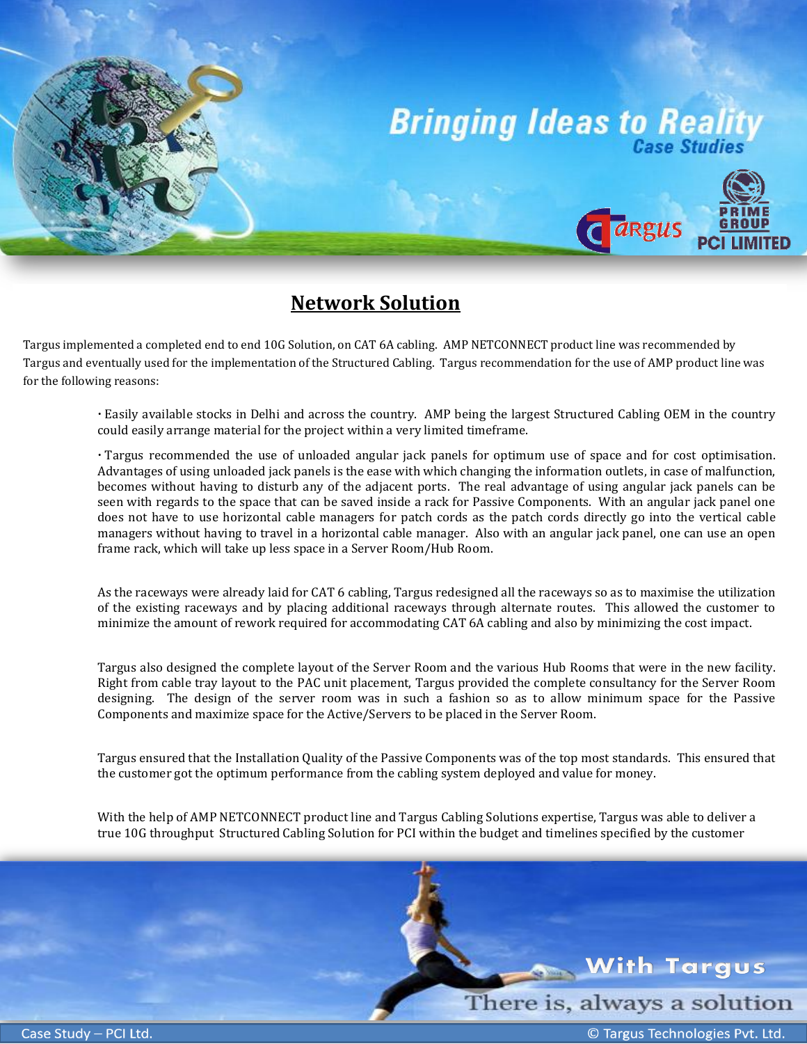# Network Solution

Targus implemented a completed end to end 10G Solution, on CAT 6A cabling. AMP NETCONNECT product line was recommended by Targus and eventually used for the implementation of the Structured Cabling. Targus recommendation for the use of AMP product line was for the following reasons:

- Easily available stocks in Delhi and across the country. AMP being the largest Structured Cabling OEM in the country could easily arrange material for the project within a very limited timeframe.
- Targus recommended the use of unloaded angular jack panels for optimum use of space and for cost optimisation. Advantages of using unloaded jack panels is the ease with which changing the information outlets, in case of malfunction, becomes without having to disturb any of the adjacent ports. The real advantage of using angular jack panels can be seen with regards to the space that can be saved inside a rack for Passive Components. With an angular jack panel one does not have to use horizontal cable managers for patch cords as the patch cords directly go into the vertical cable managers without having to travel in a horizontal cable manager. Also with an angular jack panel, one can use an open frame rack, which will take up less space in a Server Room/Hub Room.

As the raceways were already laid for CAT 6 cabling, Targus redesigned all the raceways so as to maximise the utilization of the existing raceways and by placing additional raceways through alternate routes. This allowed the customer to minimize the amount of rework required for accommodating CAT 6A cabling and also by minimizing the cost impact.

Targus also designed the complete layout of the Server Room and the various Hub Rooms that were in the new facility. Right from cable tray layout to the PAC unit placement, Targus provided the complete consultancy for the Server Room designing. The design of the server room was in such a fashion so as to allow minimum space for the Passive Components and maximize space for the Active/Servers to be placed in the Server Room.

Targus ensured that the Installation Quality of the Passive Components was of the top most standards. This ensured that the customer got the optimum performance from the cabling system deployed and value for money.

With the help of AMP NETCONNECT product line and Targus Cabling Solutions expertise, Targus was able to deliver a true 10G throughput Structured Cabling Solution for PCI within the budget and timelines specified by the customer